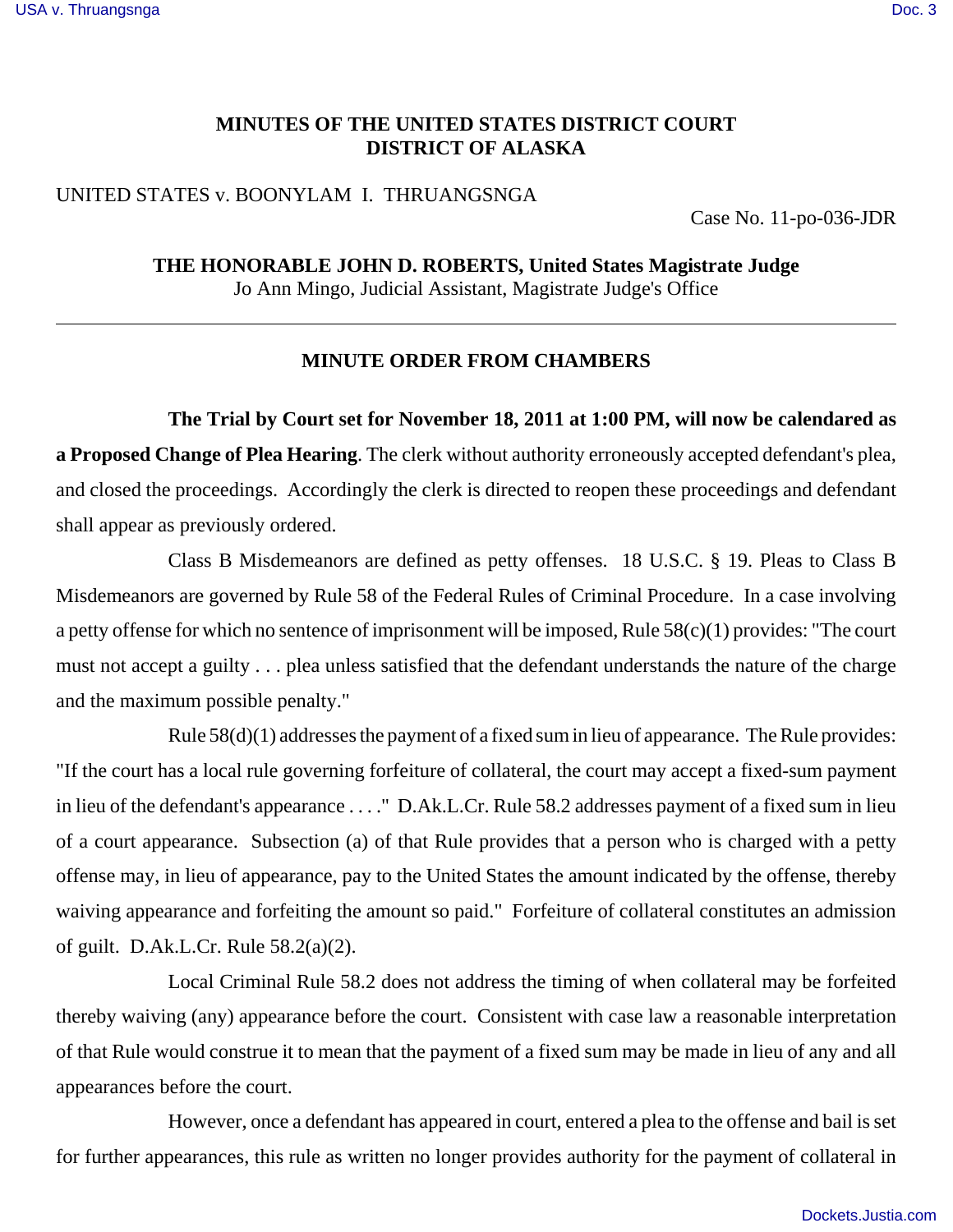**MINUTES OF THE UNITED STATES DISTRICT COURT**
**DISTRICT OF ALASKA**

UNITED STATES v. BOONYLAM I. THRUANGSNGA

Case No. 11-po-036-JDR

**THE HONORABLE JOHN D. ROBERTS, United States Magistrate Judge**
Jo Ann Mingo, Judicial Assistant, Magistrate Judge's Office

---

**MINUTE ORDER FROM CHAMBERS**

**The Trial by Court set for November 18, 2011 at 1:00 PM, will now be calendared as a Proposed Change of Plea Hearing**. The clerk without authority erroneously accepted defendant's plea, and closed the proceedings. Accordingly the clerk is directed to reopen these proceedings and defendant shall appear as previously ordered.

Class B Misdemeanors are defined as petty offenses. 18 U.S.C. § 19. Pleas to Class B Misdemeanors are governed by Rule 58 of the Federal Rules of Criminal Procedure. In a case involving a petty offense for which no sentence of imprisonment will be imposed, Rule 58(c)(1) provides: "The court must not accept a guilty . . . plea unless satisfied that the defendant understands the nature of the charge and the maximum possible penalty."

Rule 58(d)(1) addresses the payment of a fixed sum in lieu of appearance. The Rule provides: "If the court has a local rule governing forfeiture of collateral, the court may accept a fixed-sum payment in lieu of the defendant's appearance . . . ." D.Ak.L.Cr. Rule 58.2 addresses payment of a fixed sum in lieu of a court appearance. Subsection (a) of that Rule provides that a person who is charged with a petty offense may, in lieu of appearance, pay to the United States the amount indicated by the offense, thereby waiving appearance and forfeiting the amount so paid." Forfeiture of collateral constitutes an admission of guilt. D.Ak.L.Cr. Rule 58.2(a)(2).

Local Criminal Rule 58.2 does not address the timing of when collateral may be forfeited thereby waiving (any) appearance before the court. Consistent with case law a reasonable interpretation of that Rule would construe it to mean that the payment of a fixed sum may be made in lieu of any and all appearances before the court.

However, once a defendant has appeared in court, entered a plea to the offense and bail is set for further appearances, this rule as written no longer provides authority for the payment of collateral in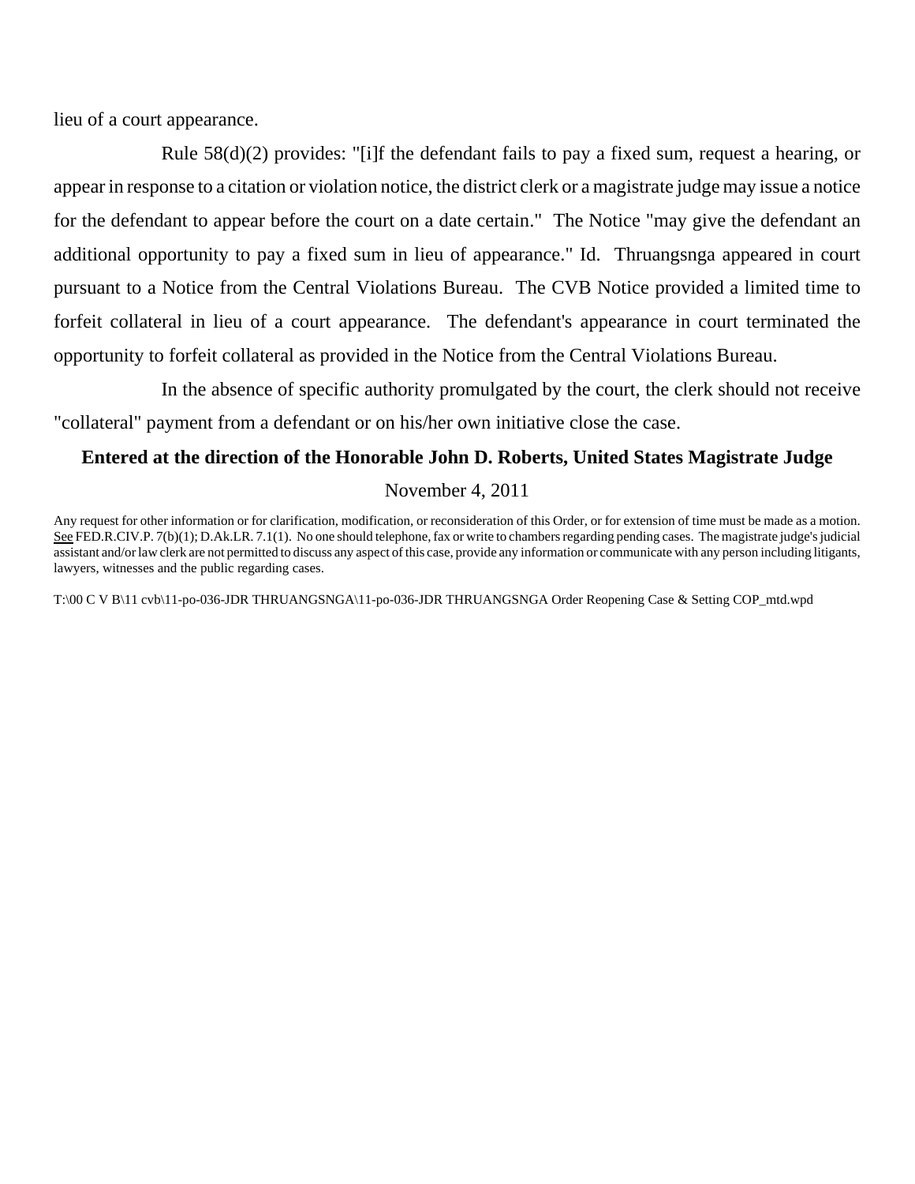lieu of a court appearance.

Rule 58(d)(2) provides: "[i]f the defendant fails to pay a fixed sum, request a hearing, or appear in response to a citation or violation notice, the district clerk or a magistrate judge may issue a notice for the defendant to appear before the court on a date certain." The Notice "may give the defendant an additional opportunity to pay a fixed sum in lieu of appearance." Id. Thruangsnga appeared in court pursuant to a Notice from the Central Violations Bureau. The CVB Notice provided a limited time to forfeit collateral in lieu of a court appearance. The defendant's appearance in court terminated the opportunity to forfeit collateral as provided in the Notice from the Central Violations Bureau.

In the absence of specific authority promulgated by the court, the clerk should not receive "collateral" payment from a defendant or on his/her own initiative close the case.

**Entered at the direction of the Honorable John D. Roberts, United States Magistrate Judge**

November 4, 2011

Any request for other information or for clarification, modification, or reconsideration of this Order, or for extension of time must be made as a motion. See FED.R.CIV.P. 7(b)(1); D.Ak.LR. 7.1(1). No one should telephone, fax or write to chambers regarding pending cases. The magistrate judge's judicial assistant and/or law clerk are not permitted to discuss any aspect of this case, provide any information or communicate with any person including litigants, lawyers, witnesses and the public regarding cases.

T:\00 C V B\11 cvb\11-po-036-JDR THRUANGSNGA\11-po-036-JDR THRUANGSNGA Order Reopening Case & Setting COP_mtd.wpd